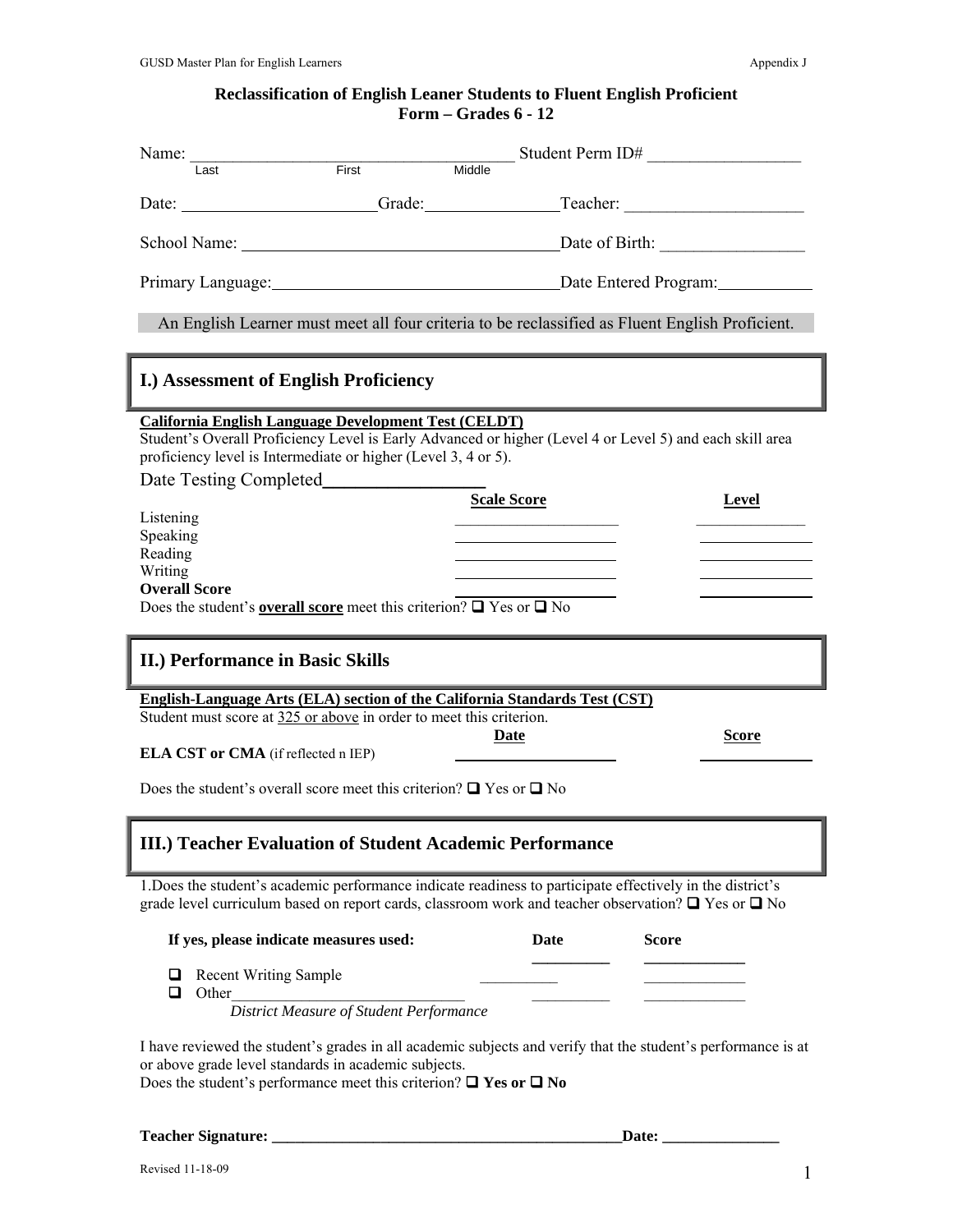## Reclassification of English Leaner Students to Fluent English Proficient Form – Grades 6 - 12

Name: ______________________________________ Student Perm ID# _________________
Last First Middle

Date: ______________________ Grade: _______________ Teacher: ____________________

School Name: ____________________________________ Date of Birth: ________________

Primary Language: ________________________________ Date Entered Program: __________

An English Learner must meet all four criteria to be reclassified as Fluent English Proficient.

### I.) Assessment of English Proficiency

**California English Language Development Test (CELDT)**
Student's Overall Proficiency Level is Early Advanced or higher (Level 4 or Level 5) and each skill area proficiency level is Intermediate or higher (Level 3, 4 or 5).

Date Testing Completed__________________

| | Scale Score | Level |
|---|---|---|
| Listening | | |
| Speaking | | |
| Reading | | |
| Writing | | |
| **Overall Score** | | |

Does the student's **overall score** meet this criterion? ❑ Yes or ❑ No

### II.) Performance in Basic Skills

**English-Language Arts (ELA) section of the California Standards Test (CST)**
Student must score at 325 or above in order to meet this criterion.

| | Date | Score |
|---|---|---|
| **ELA CST or CMA** (if reflected n IEP) | | |

Does the student's overall score meet this criterion? ❑ Yes or ❑ No

### III.) Teacher Evaluation of Student Academic Performance

1.Does the student's academic performance indicate readiness to participate effectively in the district's grade level curriculum based on report cards, classroom work and teacher observation? ❑ Yes or ❑ No

| If yes, please indicate measures used: | Date | Score |
|---|---|---|
| ❑ Recent Writing Sample | | |
| ❑ Other______________________________ *District Measure of Student Performance* | | |

I have reviewed the student's grades in all academic subjects and verify that the student's performance is at or above grade level standards in academic subjects.
Does the student's performance meet this criterion? ❑ **Yes or** ❑ **No**

**Teacher Signature: _____________________________________________Date: _______________**

Revised 11-18-09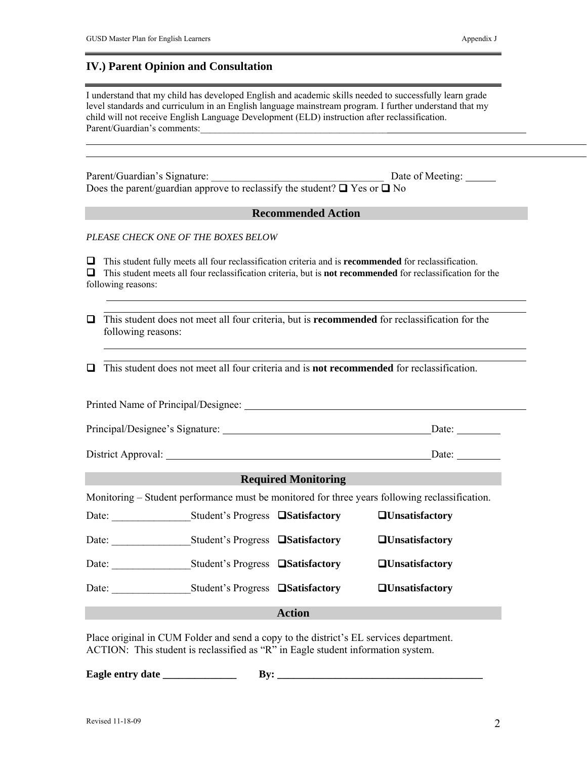## IV.) Parent Opinion and Consultation

I understand that my child has developed English and academic skills needed to successfully learn grade level standards and curriculum in an English language mainstream program. I further understand that my child will not receive English Language Development (ELD) instruction after reclassification.
Parent/Guardian's comments:______________________________________________________________

______________________________________________________________________________

______________________________________________________________________________

Parent/Guardian's Signature: ________________________________ Date of Meeting: ______
Does the parent/guardian approve to reclassify the student? ❑ Yes or ❑ No

### Recommended Action

*PLEASE CHECK ONE OF THE BOXES BELOW*

❑ This student fully meets all four reclassification criteria and is **recommended** for reclassification.
❑ This student meets all four reclassification criteria, but is **not recommended** for reclassification for the following reasons:

______________________________________________________________________________

______________________________________________________________________________

❑ This student does not meet all four criteria, but is **recommended** for reclassification for the following reasons:

______________________________________________________________________________

______________________________________________________________________________

❑ This student does not meet all four criteria and is **not recommended** for reclassification.

Printed Name of Principal/Designee: ________________________________________________

Principal/Designee's Signature: ____________________________________ Date: ________

District Approval: ____________________________________________ Date: ________

### Required Monitoring

Monitoring – Student performance must be monitored for three years following reclassification.

Date: _______________Student's Progress ❑**Satisfactory** ❑**Unsatisfactory**

Date: _______________Student's Progress ❑**Satisfactory** ❑**Unsatisfactory**

Date: _______________Student's Progress ❑**Satisfactory** ❑**Unsatisfactory**

Date: _______________Student's Progress ❑**Satisfactory** ❑**Unsatisfactory**

### Action

Place original in CUM Folder and send a copy to the district's EL services department.
ACTION: This student is reclassified as "R" in Eagle student information system.

**Eagle entry date ______________ By: ________________________________________**

Revised 11-18-09